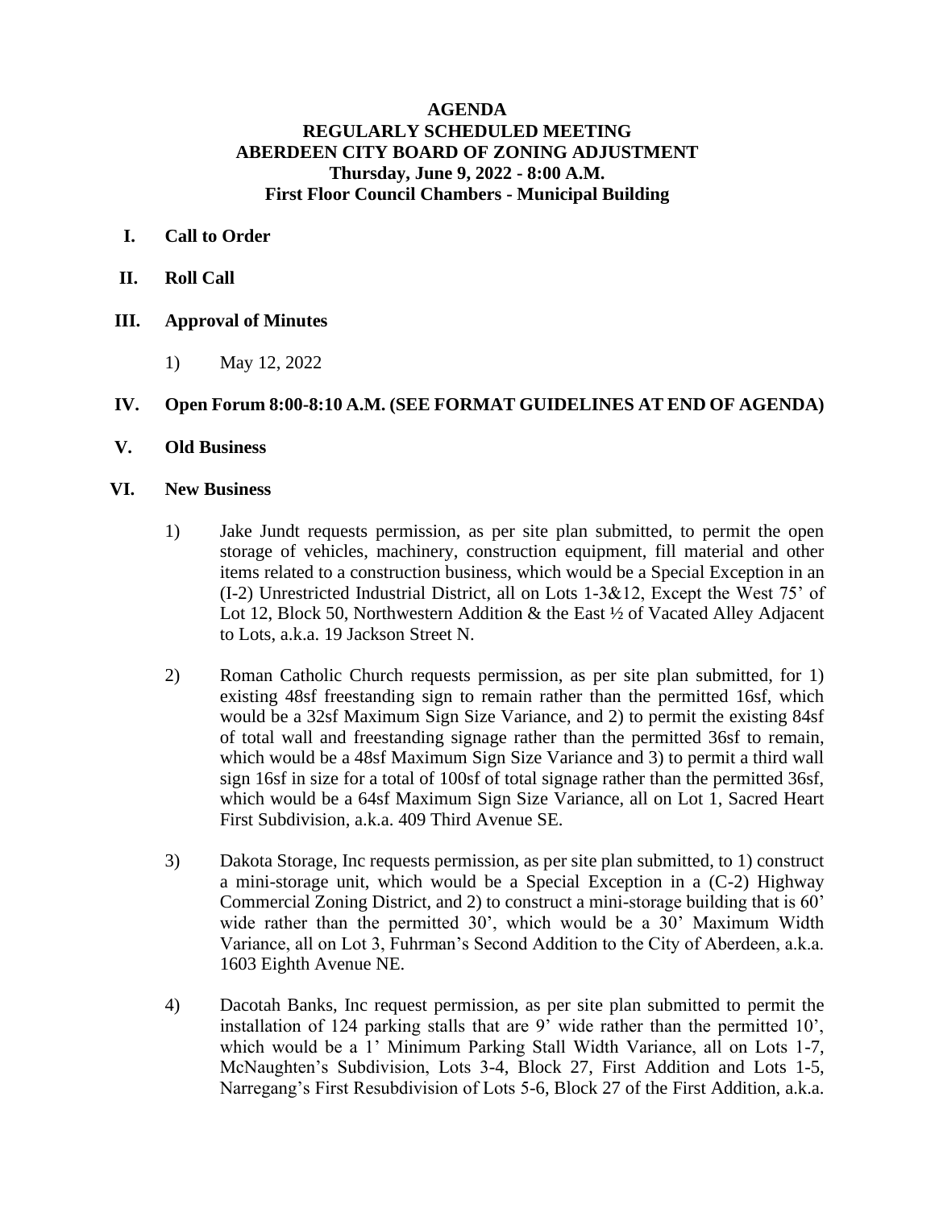# AGENDA
## REGULARLY SCHEDULED MEETING
## ABERDEEN CITY BOARD OF ZONING ADJUSTMENT
### Thursday, June 9, 2022 - 8:00 A.M.
### First Floor Council Chambers - Municipal Building

**I. Call to Order**

**II. Roll Call**

**III. Approval of Minutes**

1) May 12, 2022

**IV. Open Forum 8:00-8:10 A.M. (SEE FORMAT GUIDELINES AT END OF AGENDA)**

**V. Old Business**

**VI. New Business**

1) Jake Jundt requests permission, as per site plan submitted, to permit the open storage of vehicles, machinery, construction equipment, fill material and other items related to a construction business, which would be a Special Exception in an (I-2) Unrestricted Industrial District, all on Lots 1-3&12, Except the West 75' of Lot 12, Block 50, Northwestern Addition & the East ½ of Vacated Alley Adjacent to Lots, a.k.a. 19 Jackson Street N.

2) Roman Catholic Church requests permission, as per site plan submitted, for 1) existing 48sf freestanding sign to remain rather than the permitted 16sf, which would be a 32sf Maximum Sign Size Variance, and 2) to permit the existing 84sf of total wall and freestanding signage rather than the permitted 36sf to remain, which would be a 48sf Maximum Sign Size Variance and 3) to permit a third wall sign 16sf in size for a total of 100sf of total signage rather than the permitted 36sf, which would be a 64sf Maximum Sign Size Variance, all on Lot 1, Sacred Heart First Subdivision, a.k.a. 409 Third Avenue SE.

3) Dakota Storage, Inc requests permission, as per site plan submitted, to 1) construct a mini-storage unit, which would be a Special Exception in a (C-2) Highway Commercial Zoning District, and 2) to construct a mini-storage building that is 60' wide rather than the permitted 30', which would be a 30' Maximum Width Variance, all on Lot 3, Fuhrman's Second Addition to the City of Aberdeen, a.k.a. 1603 Eighth Avenue NE.

4) Dacotah Banks, Inc request permission, as per site plan submitted to permit the installation of 124 parking stalls that are 9' wide rather than the permitted 10', which would be a 1' Minimum Parking Stall Width Variance, all on Lots 1-7, McNaughten's Subdivision, Lots 3-4, Block 27, First Addition and Lots 1-5, Narregang's First Resubdivision of Lots 5-6, Block 27 of the First Addition, a.k.a.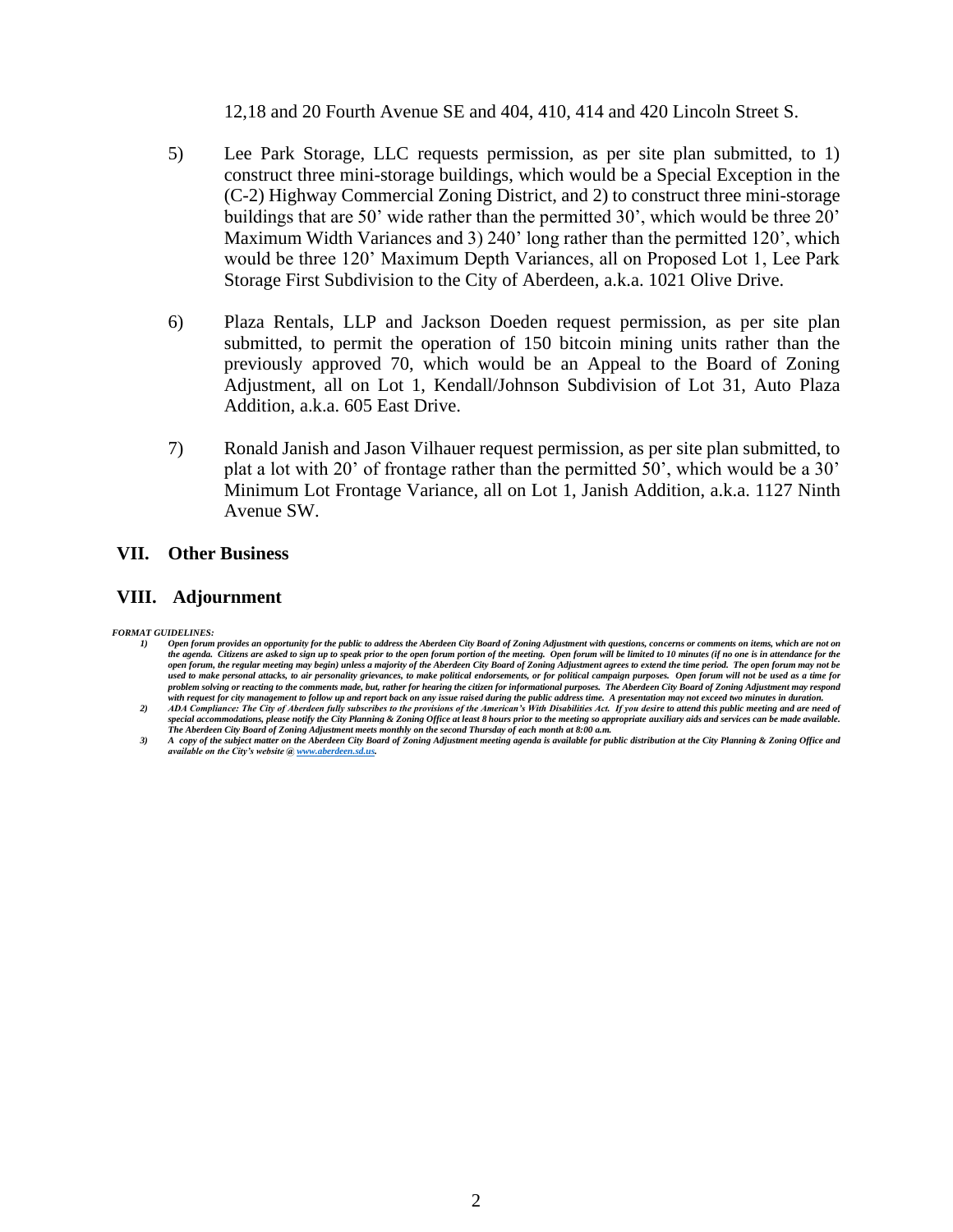12,18 and 20 Fourth Avenue SE and 404, 410, 414 and 420 Lincoln Street S.

5) Lee Park Storage, LLC requests permission, as per site plan submitted, to 1) construct three mini-storage buildings, which would be a Special Exception in the (C-2) Highway Commercial Zoning District, and 2) to construct three mini-storage buildings that are 50' wide rather than the permitted 30', which would be three 20' Maximum Width Variances and 3) 240' long rather than the permitted 120', which would be three 120' Maximum Depth Variances, all on Proposed Lot 1, Lee Park Storage First Subdivision to the City of Aberdeen, a.k.a. 1021 Olive Drive.

6) Plaza Rentals, LLP and Jackson Doeden request permission, as per site plan submitted, to permit the operation of 150 bitcoin mining units rather than the previously approved 70, which would be an Appeal to the Board of Zoning Adjustment, all on Lot 1, Kendall/Johnson Subdivision of Lot 31, Auto Plaza Addition, a.k.a. 605 East Drive.

7) Ronald Janish and Jason Vilhauer request permission, as per site plan submitted, to plat a lot with 20' of frontage rather than the permitted 50', which would be a 30' Minimum Lot Frontage Variance, all on Lot 1, Janish Addition, a.k.a. 1127 Ninth Avenue SW.

## VII. Other Business

## VIII. Adjournment

***FORMAT GUIDELINES:***

1) ***Open forum provides an opportunity for the public to address the Aberdeen City Board of Zoning Adjustment with questions, concerns or comments on items, which are not on the agenda. Citizens are asked to sign up to speak prior to the open forum portion of the meeting. Open forum will be limited to 10 minutes (if no one is in attendance for the open forum, the regular meeting may begin) unless a majority of the Aberdeen City Board of Zoning Adjustment agrees to extend the time period. The open forum may not be used to make personal attacks, to air personality grievances, to make political endorsements, or for political campaign purposes. Open forum will not be used as a time for problem solving or reacting to the comments made, but, rather for hearing the citizen for informational purposes. The Aberdeen City Board of Zoning Adjustment may respond with request for city management to follow up and report back on any issue raised during the public address time. A presentation may not exceed two minutes in duration.***
2) ***ADA Compliance: The City of Aberdeen fully subscribes to the provisions of the American's With Disabilities Act. If you desire to attend this public meeting and are need of special accommodations, please notify the City Planning & Zoning Office at least 8 hours prior to the meeting so appropriate auxiliary aids and services can be made available. The Aberdeen City Board of Zoning Adjustment meets monthly on the second Thursday of each month at 8:00 a.m.***
3) ***A copy of the subject matter on the Aberdeen City Board of Zoning Adjustment meeting agenda is available for public distribution at the City Planning & Zoning Office and available on the City's website @ www.aberdeen.sd.us.***